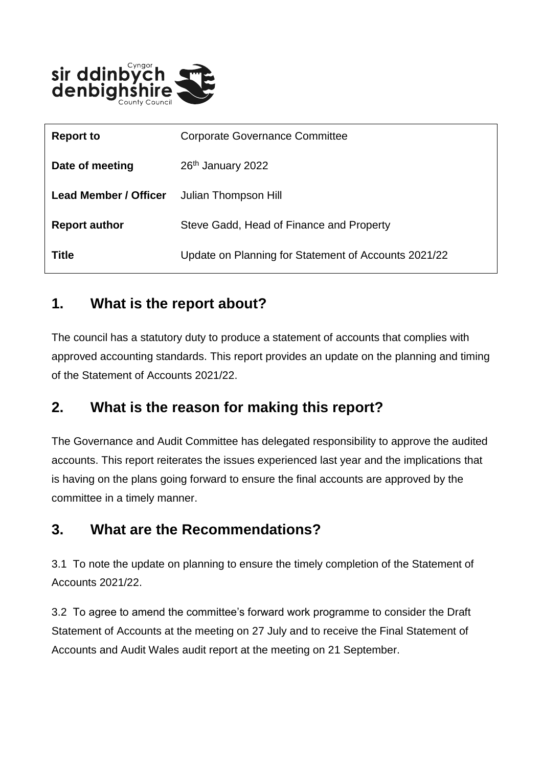| Report to | Corporate Governance Committee |
| --- | --- |
| Date of meeting | 26th January 2022 |
| Lead Member / Officer | Julian Thompson Hill |
| Report author | Steve Gadd, Head of Finance and Property |
| Title | Update on Planning for Statement of Accounts 2021/22 |

## 1. What is the report about?

The council has a statutory duty to produce a statement of accounts that complies with approved accounting standards. This report provides an update on the planning and timing of the Statement of Accounts 2021/22.

## 2. What is the reason for making this report?

The Governance and Audit Committee has delegated responsibility to approve the audited accounts. This report reiterates the issues experienced last year and the implications that is having on the plans going forward to ensure the final accounts are approved by the committee in a timely manner.

## 3. What are the Recommendations?

3.1 To note the update on planning to ensure the timely completion of the Statement of Accounts 2021/22.

3.2 To agree to amend the committee's forward work programme to consider the Draft Statement of Accounts at the meeting on 27 July and to receive the Final Statement of Accounts and Audit Wales audit report at the meeting on 21 September.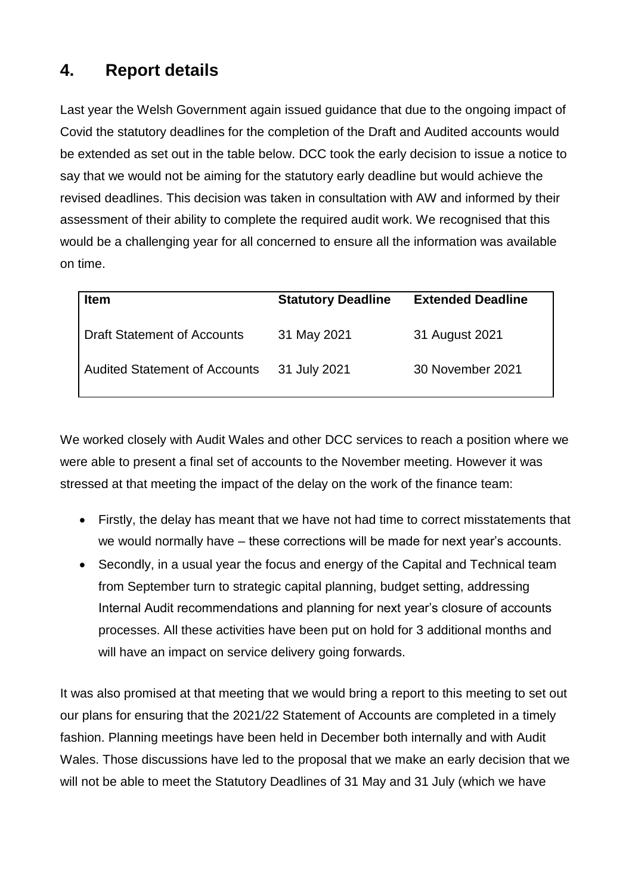## 4. Report details

Last year the Welsh Government again issued guidance that due to the ongoing impact of Covid the statutory deadlines for the completion of the Draft and Audited accounts would be extended as set out in the table below. DCC took the early decision to issue a notice to say that we would not be aiming for the statutory early deadline but would achieve the revised deadlines. This decision was taken in consultation with AW and informed by their assessment of their ability to complete the required audit work. We recognised that this would be a challenging year for all concerned to ensure all the information was available on time.

| Item | Statutory Deadline | Extended Deadline |
|---|---|---|
| Draft Statement of Accounts | 31 May 2021 | 31 August 2021 |
| Audited Statement of Accounts | 31 July 2021 | 30 November 2021 |

We worked closely with Audit Wales and other DCC services to reach a position where we were able to present a final set of accounts to the November meeting. However it was stressed at that meeting the impact of the delay on the work of the finance team:

- Firstly, the delay has meant that we have not had time to correct misstatements that we would normally have – these corrections will be made for next year's accounts.
- Secondly, in a usual year the focus and energy of the Capital and Technical team from September turn to strategic capital planning, budget setting, addressing Internal Audit recommendations and planning for next year's closure of accounts processes. All these activities have been put on hold for 3 additional months and will have an impact on service delivery going forwards.

It was also promised at that meeting that we would bring a report to this meeting to set out our plans for ensuring that the 2021/22 Statement of Accounts are completed in a timely fashion. Planning meetings have been held in December both internally and with Audit Wales. Those discussions have led to the proposal that we make an early decision that we will not be able to meet the Statutory Deadlines of 31 May and 31 July (which we have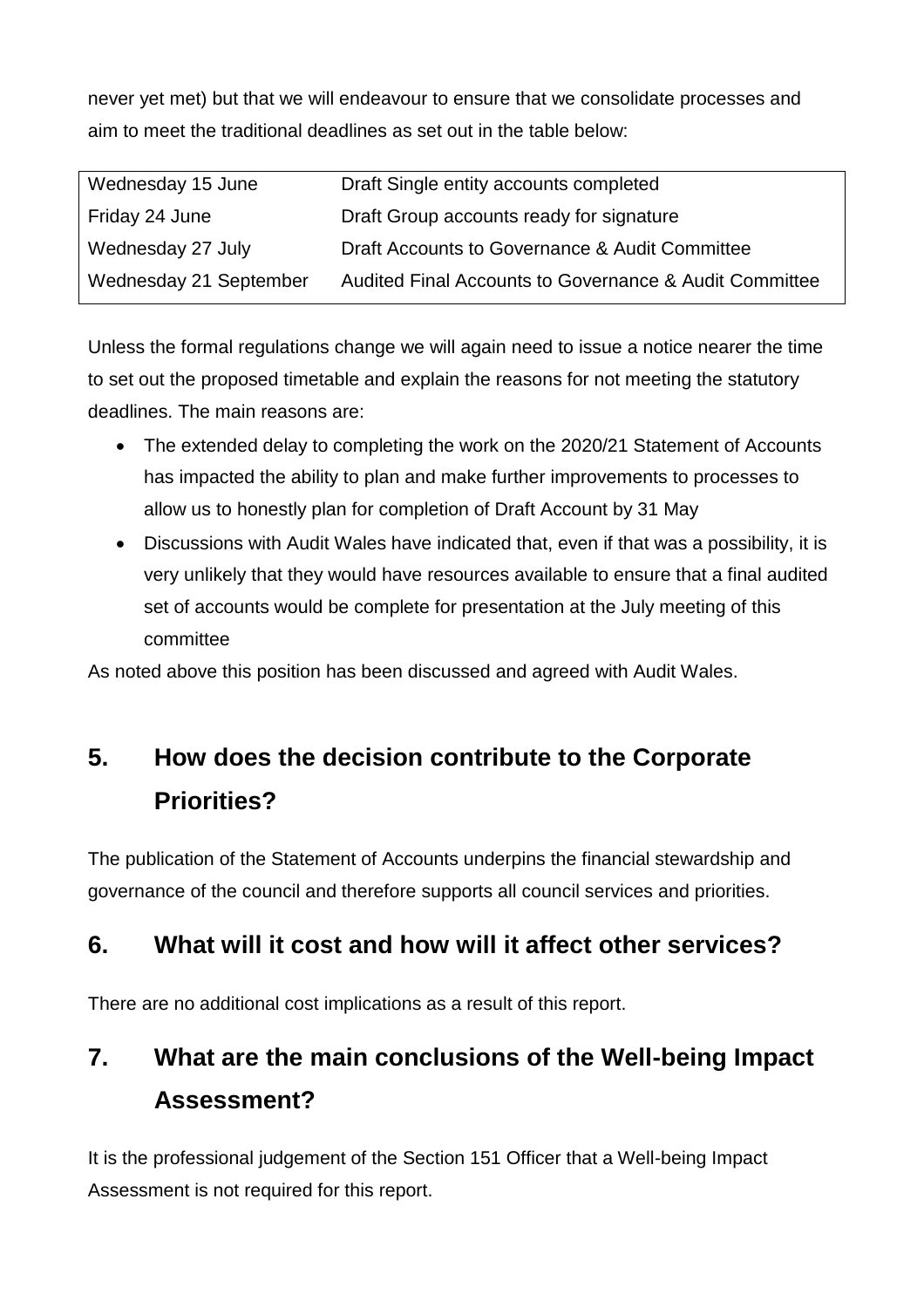never yet met) but that we will endeavour to ensure that we consolidate processes and aim to meet the traditional deadlines as set out in the table below:

| | |
|---|---|
| Wednesday 15 June | Draft Single entity accounts completed |
| Friday 24 June | Draft Group accounts ready for signature |
| Wednesday 27 July | Draft Accounts to Governance & Audit Committee |
| Wednesday 21 September | Audited Final Accounts to Governance & Audit Committee |

Unless the formal regulations change we will again need to issue a notice nearer the time to set out the proposed timetable and explain the reasons for not meeting the statutory deadlines. The main reasons are:

- The extended delay to completing the work on the 2020/21 Statement of Accounts has impacted the ability to plan and make further improvements to processes to allow us to honestly plan for completion of Draft Account by 31 May
- Discussions with Audit Wales have indicated that, even if that was a possibility, it is very unlikely that they would have resources available to ensure that a final audited set of accounts would be complete for presentation at the July meeting of this committee

As noted above this position has been discussed and agreed with Audit Wales.

## 5. How does the decision contribute to the Corporate Priorities?

The publication of the Statement of Accounts underpins the financial stewardship and governance of the council and therefore supports all council services and priorities.

## 6. What will it cost and how will it affect other services?

There are no additional cost implications as a result of this report.

## 7. What are the main conclusions of the Well-being Impact Assessment?

It is the professional judgement of the Section 151 Officer that a Well-being Impact Assessment is not required for this report.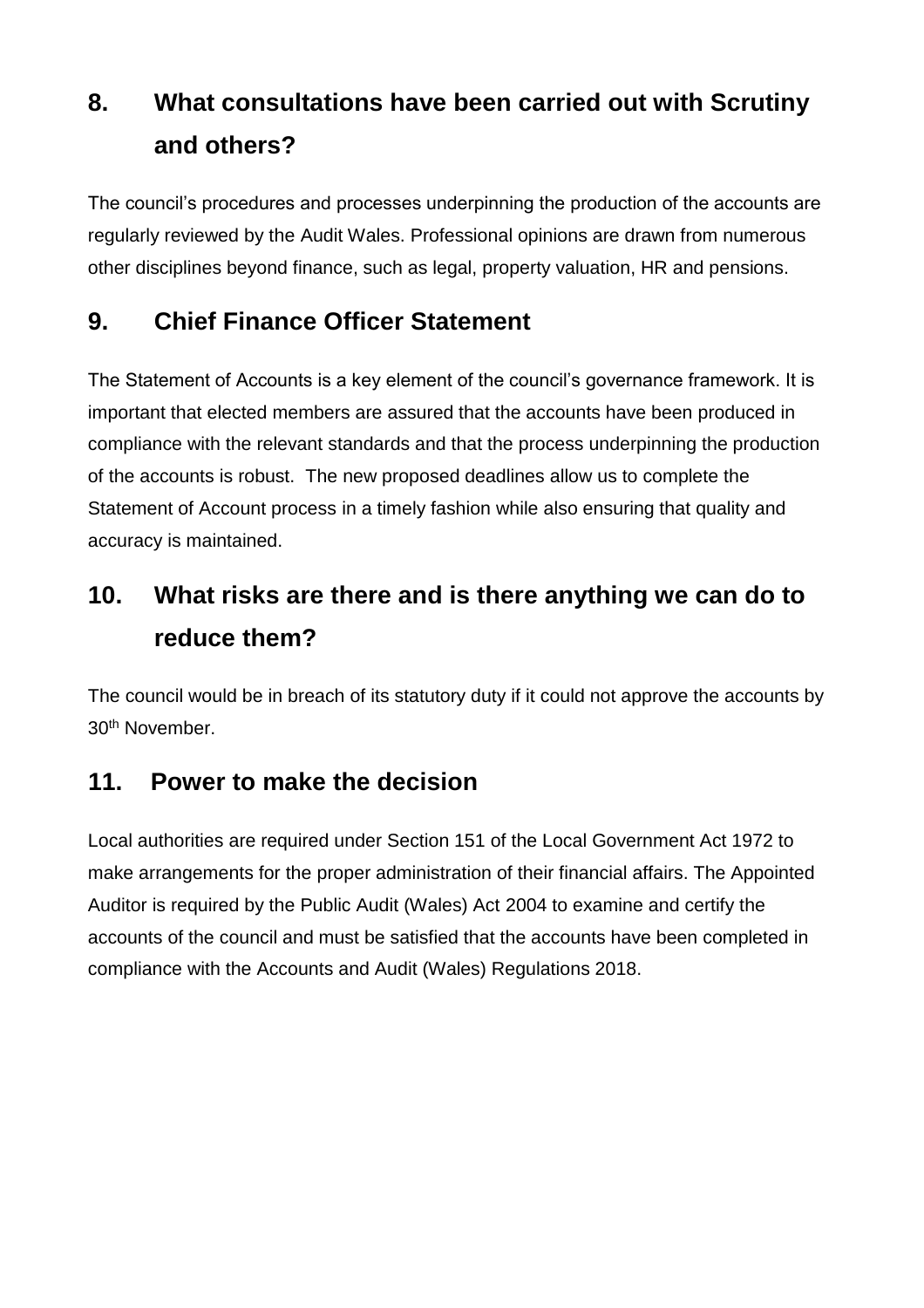## 8. What consultations have been carried out with Scrutiny and others?

The council's procedures and processes underpinning the production of the accounts are regularly reviewed by the Audit Wales. Professional opinions are drawn from numerous other disciplines beyond finance, such as legal, property valuation, HR and pensions.

## 9. Chief Finance Officer Statement

The Statement of Accounts is a key element of the council's governance framework. It is important that elected members are assured that the accounts have been produced in compliance with the relevant standards and that the process underpinning the production of the accounts is robust. The new proposed deadlines allow us to complete the Statement of Account process in a timely fashion while also ensuring that quality and accuracy is maintained.

## 10. What risks are there and is there anything we can do to reduce them?

The council would be in breach of its statutory duty if it could not approve the accounts by 30th November.

## 11. Power to make the decision

Local authorities are required under Section 151 of the Local Government Act 1972 to make arrangements for the proper administration of their financial affairs. The Appointed Auditor is required by the Public Audit (Wales) Act 2004 to examine and certify the accounts of the council and must be satisfied that the accounts have been completed in compliance with the Accounts and Audit (Wales) Regulations 2018.